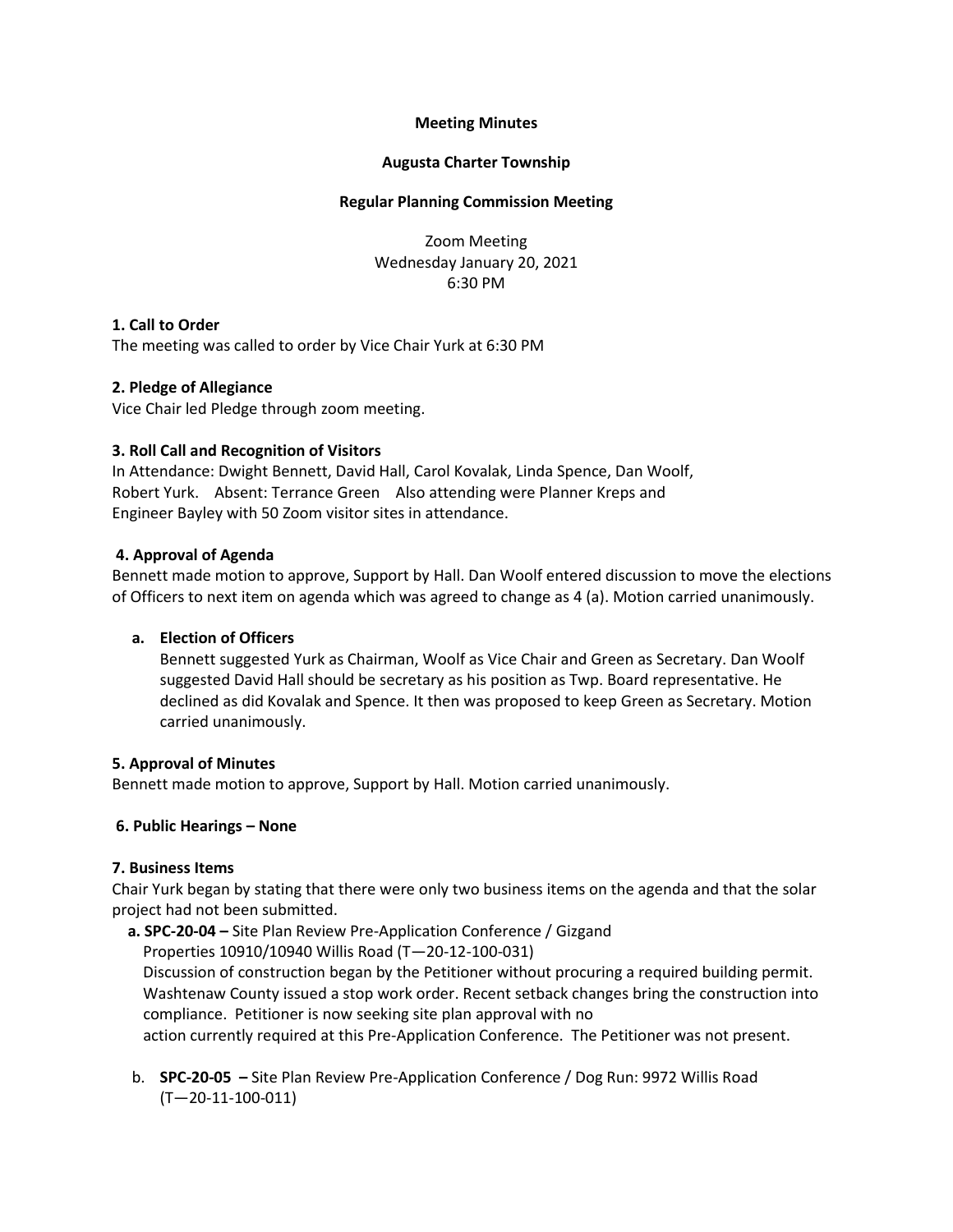**Meeting Minutes**

**Augusta Charter Township**

**Regular Planning Commission Meeting**

Zoom Meeting
Wednesday January 20, 2021
6:30 PM

**1. Call to Order**

The meeting was called to order by Vice Chair Yurk at 6:30 PM

**2. Pledge of Allegiance**

Vice Chair led Pledge through zoom meeting.

**3. Roll Call and Recognition of Visitors**

In Attendance: Dwight Bennett, David Hall, Carol Kovalak, Linda Spence, Dan Woolf, Robert Yurk. Absent: Terrance Green Also attending were Planner Kreps and Engineer Bayley with 50 Zoom visitor sites in attendance.

**4. Approval of Agenda**

Bennett made motion to approve, Support by Hall. Dan Woolf entered discussion to move the elections of Officers to next item on agenda which was agreed to change as 4 (a). Motion carried unanimously.

- **a. Election of Officers**
  Bennett suggested Yurk as Chairman, Woolf as Vice Chair and Green as Secretary. Dan Woolf suggested David Hall should be secretary as his position as Twp. Board representative. He declined as did Kovalak and Spence. It then was proposed to keep Green as Secretary. Motion carried unanimously.

**5. Approval of Minutes**

Bennett made motion to approve, Support by Hall. Motion carried unanimously.

**6. Public Hearings – None**

**7. Business Items**

Chair Yurk began by stating that there were only two business items on the agenda and that the solar project had not been submitted.

- **a. SPC-20-04 –** Site Plan Review Pre-Application Conference / Gizgand Properties 10910/10940 Willis Road (T—20-12-100-031)
  Discussion of construction began by the Petitioner without procuring a required building permit. Washtenaw County issued a stop work order. Recent setback changes bring the construction into compliance. Petitioner is now seeking site plan approval with no action currently required at this Pre-Application Conference. The Petitioner was not present.

- b. **SPC-20-05 –** Site Plan Review Pre-Application Conference / Dog Run: 9972 Willis Road (T—20-11-100-011)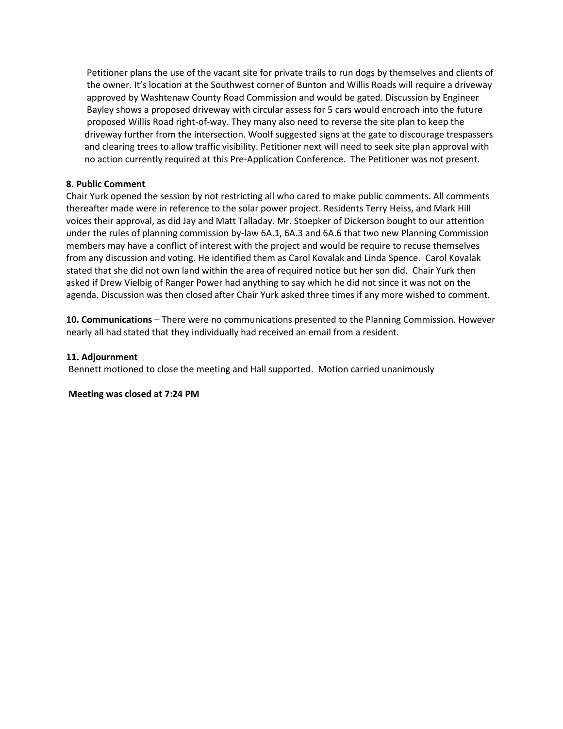Petitioner plans the use of the vacant site for private trails to run dogs by themselves and clients of the owner. It's location at the Southwest corner of Bunton and Willis Roads will require a driveway approved by Washtenaw County Road Commission and would be gated. Discussion by Engineer Bayley shows a proposed driveway with circular assess for 5 cars would encroach into the future proposed Willis Road right-of-way. They many also need to reverse the site plan to keep the driveway further from the intersection. Woolf suggested signs at the gate to discourage trespassers and clearing trees to allow traffic visibility. Petitioner next will need to seek site plan approval with no action currently required at this Pre-Application Conference. The Petitioner was not present.

**8. Public Comment**

Chair Yurk opened the session by not restricting all who cared to make public comments. All comments thereafter made were in reference to the solar power project. Residents Terry Heiss, and Mark Hill voices their approval, as did Jay and Matt Talladay. Mr. Stoepker of Dickerson bought to our attention under the rules of planning commission by-law 6A.1, 6A.3 and 6A.6 that two new Planning Commission members may have a conflict of interest with the project and would be require to recuse themselves from any discussion and voting. He identified them as Carol Kovalak and Linda Spence. Carol Kovalak stated that she did not own land within the area of required notice but her son did. Chair Yurk then asked if Drew Vielbig of Ranger Power had anything to say which he did not since it was not on the agenda. Discussion was then closed after Chair Yurk asked three times if any more wished to comment.

**10. Communications** – There were no communications presented to the Planning Commission. However nearly all had stated that they individually had received an email from a resident.

**11. Adjournment**

Bennett motioned to close the meeting and Hall supported. Motion carried unanimously

**Meeting was closed at 7:24 PM**